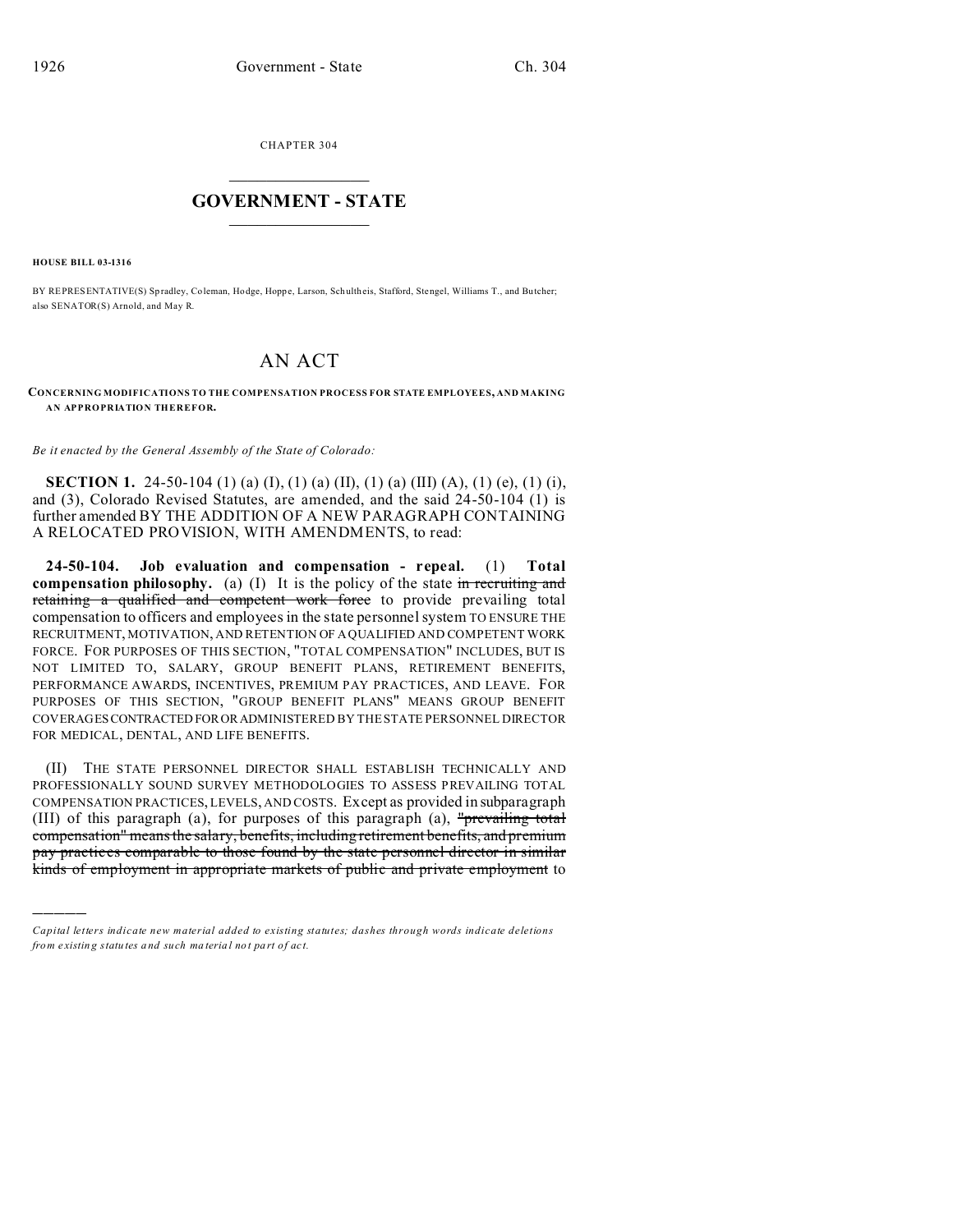CHAPTER 304

# GOVERNMENT - STATE

**HOUSE BILL 03-1316**

BY REPRESENTATIVE(S) Spradley, Coleman, Hodge, Hoppe, Larson, Schultheis, Stafford, Stengel, Williams T., and Butcher; also SENATOR(S) Arnold, and May R.

# AN ACT

**CONCERNING MODIFICATIONS TO THE COMPENSATION PROCESS FOR STATE EMPLOYEES, AND MAKING AN APPROPRIATION THEREFOR.**

*Be it enacted by the General Assembly of the State of Colorado:*

**SECTION 1.** 24-50-104 (1) (a) (I), (1) (a) (II), (1) (a) (III) (A), (1) (e), (1) (i), and (3), Colorado Revised Statutes, are amended, and the said 24-50-104 (1) is further amended BY THE ADDITION OF A NEW PARAGRAPH CONTAINING A RELOCATED PROVISION, WITH AMENDMENTS, to read:

**24-50-104. Job evaluation and compensation - repeal.** (1) **Total compensation philosophy.** (a) (I) It is the policy of the state ~~in recruiting and retaining a qualified and competent work force~~ to provide prevailing total compensation to officers and employees in the state personnel system TO ENSURE THE RECRUITMENT, MOTIVATION, AND RETENTION OF A QUALIFIED AND COMPETENT WORK FORCE. FOR PURPOSES OF THIS SECTION, "TOTAL COMPENSATION" INCLUDES, BUT IS NOT LIMITED TO, SALARY, GROUP BENEFIT PLANS, RETIREMENT BENEFITS, PERFORMANCE AWARDS, INCENTIVES, PREMIUM PAY PRACTICES, AND LEAVE. FOR PURPOSES OF THIS SECTION, "GROUP BENEFIT PLANS" MEANS GROUP BENEFIT COVERAGES CONTRACTED FOR OR ADMINISTERED BY THE STATE PERSONNEL DIRECTOR FOR MEDICAL, DENTAL, AND LIFE BENEFITS.

(II) THE STATE PERSONNEL DIRECTOR SHALL ESTABLISH TECHNICALLY AND PROFESSIONALLY SOUND SURVEY METHODOLOGIES TO ASSESS PREVAILING TOTAL COMPENSATION PRACTICES, LEVELS, AND COSTS. Except as provided in subparagraph (III) of this paragraph (a), for purposes of this paragraph (a), ~~"prevailing total compensation" means the salary, benefits, including retirement benefits, and premium pay practices comparable to those found by the state personnel director in similar kinds of employment in appropriate markets of public and private employment~~ to

---

*Capital letters indicate new material added to existing statutes; dashes through words indicate deletions from existing statutes and such material not part of act.*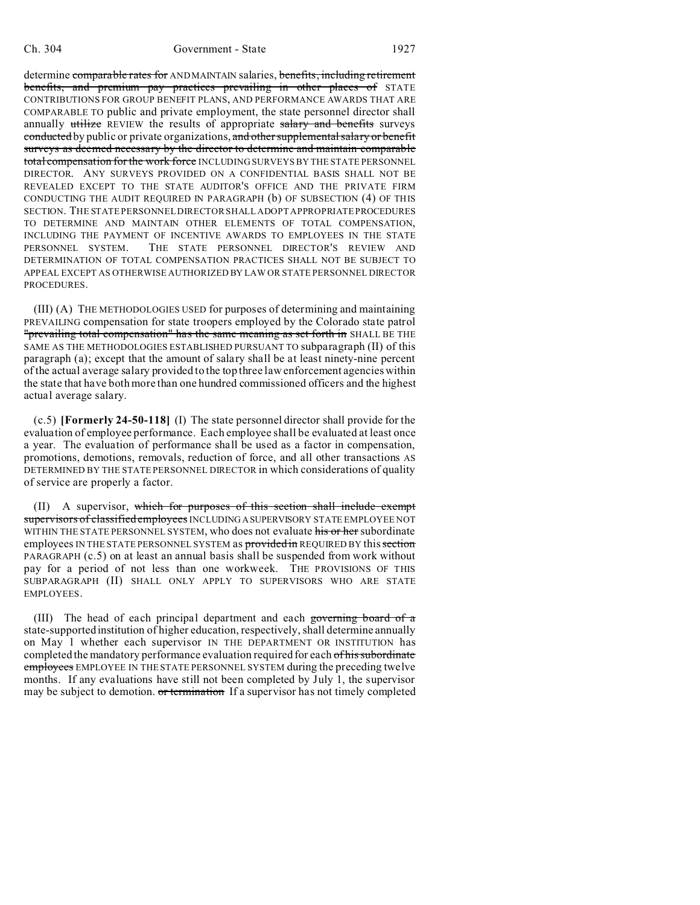determine ~~comparable rates for~~ AND MAINTAIN salaries, ~~benefits, including retirement benefits, and premium pay practices prevailing in other places of~~ STATE CONTRIBUTIONS FOR GROUP BENEFIT PLANS, AND PERFORMANCE AWARDS THAT ARE COMPARABLE TO public and private employment, the state personnel director shall annually ~~utilize~~ REVIEW the results of appropriate ~~salary and benefits~~ surveys ~~conducted~~ by public or private organizations, ~~and other supplemental salary or benefit surveys as deemed necessary by the director to determine and maintain comparable total compensation for the work force~~ INCLUDING SURVEYS BY THE STATE PERSONNEL DIRECTOR. ANY SURVEYS PROVIDED ON A CONFIDENTIAL BASIS SHALL NOT BE REVEALED EXCEPT TO THE STATE AUDITOR'S OFFICE AND THE PRIVATE FIRM CONDUCTING THE AUDIT REQUIRED IN PARAGRAPH (b) OF SUBSECTION (4) OF THIS SECTION. THE STATE PERSONNEL DIRECTOR SHALL ADOPT APPROPRIATE PROCEDURES TO DETERMINE AND MAINTAIN OTHER ELEMENTS OF TOTAL COMPENSATION, INCLUDING THE PAYMENT OF INCENTIVE AWARDS TO EMPLOYEES IN THE STATE PERSONNEL SYSTEM. THE STATE PERSONNEL DIRECTOR'S REVIEW AND DETERMINATION OF TOTAL COMPENSATION PRACTICES SHALL NOT BE SUBJECT TO APPEAL EXCEPT AS OTHERWISE AUTHORIZED BY LAW OR STATE PERSONNEL DIRECTOR PROCEDURES.

(III) (A) THE METHODOLOGIES USED for purposes of determining and maintaining PREVAILING compensation for state troopers employed by the Colorado state patrol ~~"prevailing total compensation" has the same meaning as set forth in~~ SHALL BE THE SAME AS THE METHODOLOGIES ESTABLISHED PURSUANT TO subparagraph (II) of this paragraph (a); except that the amount of salary shall be at least ninety-nine percent of the actual average salary provided to the top three law enforcement agencies within the state that have both more than one hundred commissioned officers and the highest actual average salary.

(c.5) **[Formerly 24-50-118]** (I) The state personnel director shall provide for the evaluation of employee performance. Each employee shall be evaluated at least once a year. The evaluation of performance shall be used as a factor in compensation, promotions, demotions, removals, reduction of force, and all other transactions AS DETERMINED BY THE STATE PERSONNEL DIRECTOR in which considerations of quality of service are properly a factor.

(II) A supervisor, ~~which for purposes of this section shall include exempt supervisors of classified employees~~ INCLUDING A SUPERVISORY STATE EMPLOYEE NOT WITHIN THE STATE PERSONNEL SYSTEM, who does not evaluate ~~his or her~~ subordinate employees IN THE STATE PERSONNEL SYSTEM as ~~provided in~~ REQUIRED BY this ~~section~~ PARAGRAPH (c.5) on at least an annual basis shall be suspended from work without pay for a period of not less than one workweek. THE PROVISIONS OF THIS SUBPARAGRAPH (II) SHALL ONLY APPLY TO SUPERVISORS WHO ARE STATE EMPLOYEES.

(III) The head of each principal department and each ~~governing board of a~~ state-supported institution of higher education, respectively, shall determine annually on May 1 whether each supervisor IN THE DEPARTMENT OR INSTITUTION has completed the mandatory performance evaluation required for each ~~of his subordinate employees~~ EMPLOYEE IN THE STATE PERSONNEL SYSTEM during the preceding twelve months. If any evaluations have still not been completed by July 1, the supervisor may be subject to demotion. ~~or termination~~ If a supervisor has not timely completed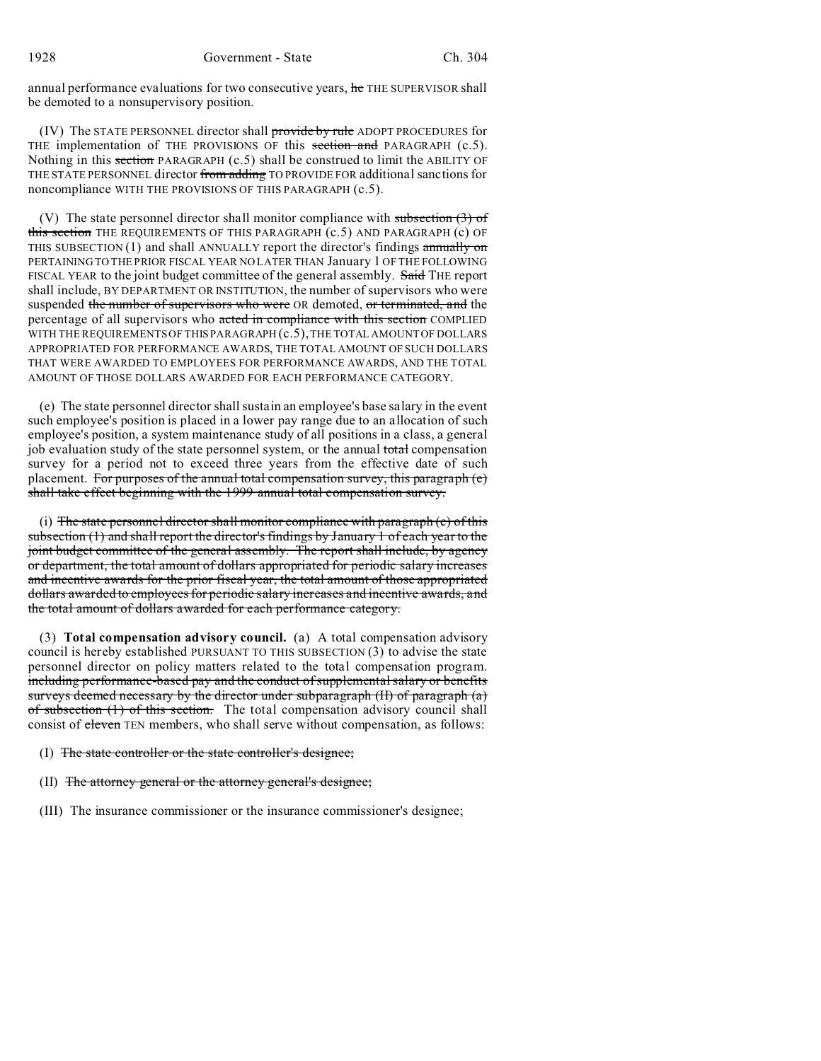annual performance evaluations for two consecutive years, ~~he~~ THE SUPERVISOR shall be demoted to a nonsupervisory position.

(IV) The STATE PERSONNEL director shall ~~provide by rule~~ ADOPT PROCEDURES for THE implementation of THE PROVISIONS OF this ~~section and~~ PARAGRAPH (c.5). Nothing in this ~~section~~ PARAGRAPH (c.5) shall be construed to limit the ABILITY OF THE STATE PERSONNEL director ~~from adding~~ TO PROVIDE FOR additional sanctions for noncompliance WITH THE PROVISIONS OF THIS PARAGRAPH (c.5).

(V) The state personnel director shall monitor compliance with ~~subsection (3) of this section~~ THE REQUIREMENTS OF THIS PARAGRAPH (c.5) AND PARAGRAPH (c) OF THIS SUBSECTION (1) and shall ANNUALLY report the director's findings ~~annually on~~ PERTAINING TO THE PRIOR FISCAL YEAR NO LATER THAN January 1 OF THE FOLLOWING FISCAL YEAR to the joint budget committee of the general assembly. ~~Said~~ THE report shall include, BY DEPARTMENT OR INSTITUTION, the number of supervisors who were suspended ~~the number of supervisors who were~~ OR demoted, ~~or terminated, and~~ the percentage of all supervisors who ~~acted in compliance with this section~~ COMPLIED WITH THE REQUIREMENTS OF THIS PARAGRAPH (c.5), THE TOTAL AMOUNT OF DOLLARS APPROPRIATED FOR PERFORMANCE AWARDS, THE TOTAL AMOUNT OF SUCH DOLLARS THAT WERE AWARDED TO EMPLOYEES FOR PERFORMANCE AWARDS, AND THE TOTAL AMOUNT OF THOSE DOLLARS AWARDED FOR EACH PERFORMANCE CATEGORY.

(e) The state personnel director shall sustain an employee's base salary in the event such employee's position is placed in a lower pay range due to an allocation of such employee's position, a system maintenance study of all positions in a class, a general job evaluation study of the state personnel system, or the annual ~~total~~ compensation survey for a period not to exceed three years from the effective date of such placement. ~~For purposes of the annual total compensation survey, this paragraph (e) shall take effect beginning with the 1999 annual total compensation survey.~~

(i) ~~The state personnel director shall monitor compliance with paragraph (c) of this subsection (1) and shall report the director's findings by January 1 of each year to the joint budget committee of the general assembly. The report shall include, by agency or department, the total amount of dollars appropriated for periodic salary increases and incentive awards for the prior fiscal year, the total amount of those appropriated dollars awarded to employees for periodic salary increases and incentive awards, and the total amount of dollars awarded for each performance category.~~

(3) **Total compensation advisory council.** (a) A total compensation advisory council is hereby established PURSUANT TO THIS SUBSECTION (3) to advise the state personnel director on policy matters related to the total compensation program. ~~including performance-based pay and the conduct of supplemental salary or benefits surveys deemed necessary by the director under subparagraph (II) of paragraph (a) of subsection (1) of this section.~~ The total compensation advisory council shall consist of ~~eleven~~ TEN members, who shall serve without compensation, as follows:

(I) ~~The state controller or the state controller's designee;~~

(II) ~~The attorney general or the attorney general's designee;~~

(III) The insurance commissioner or the insurance commissioner's designee;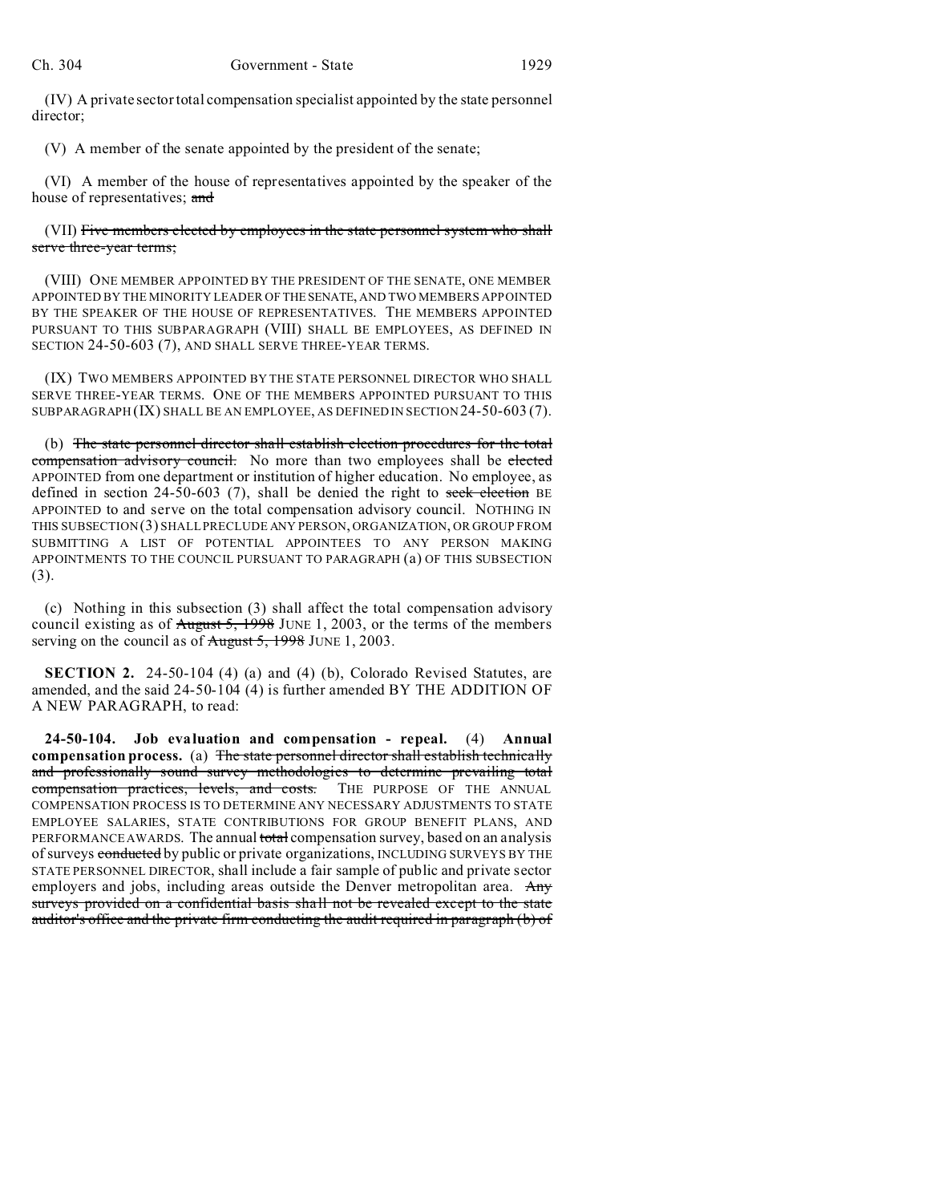(IV) A private sector total compensation specialist appointed by the state personnel director;

(V) A member of the senate appointed by the president of the senate;

(VI) A member of the house of representatives appointed by the speaker of the house of representatives; ~~and~~

(VII) ~~Five members elected by employees in the state personnel system who shall serve three-year terms;~~

(VIII) ONE MEMBER APPOINTED BY THE PRESIDENT OF THE SENATE, ONE MEMBER APPOINTED BY THE MINORITY LEADER OF THE SENATE, AND TWO MEMBERS APPOINTED BY THE SPEAKER OF THE HOUSE OF REPRESENTATIVES. THE MEMBERS APPOINTED PURSUANT TO THIS SUBPARAGRAPH (VIII) SHALL BE EMPLOYEES, AS DEFINED IN SECTION 24-50-603 (7), AND SHALL SERVE THREE-YEAR TERMS.

(IX) TWO MEMBERS APPOINTED BY THE STATE PERSONNEL DIRECTOR WHO SHALL SERVE THREE-YEAR TERMS. ONE OF THE MEMBERS APPOINTED PURSUANT TO THIS SUBPARAGRAPH (IX) SHALL BE AN EMPLOYEE, AS DEFINED IN SECTION 24-50-603 (7).

(b) ~~The state personnel director shall establish election procedures for the total compensation advisory council.~~ No more than two employees shall be ~~elected~~ APPOINTED from one department or institution of higher education. No employee, as defined in section 24-50-603 (7), shall be denied the right to ~~seek election~~ BE APPOINTED to and serve on the total compensation advisory council. NOTHING IN THIS SUBSECTION (3) SHALL PRECLUDE ANY PERSON, ORGANIZATION, OR GROUP FROM SUBMITTING A LIST OF POTENTIAL APPOINTEES TO ANY PERSON MAKING APPOINTMENTS TO THE COUNCIL PURSUANT TO PARAGRAPH (a) OF THIS SUBSECTION (3).

(c) Nothing in this subsection (3) shall affect the total compensation advisory council existing as of ~~August 5, 1998~~ JUNE 1, 2003, or the terms of the members serving on the council as of ~~August 5, 1998~~ JUNE 1, 2003.

**SECTION 2.** 24-50-104 (4) (a) and (4) (b), Colorado Revised Statutes, are amended, and the said 24-50-104 (4) is further amended BY THE ADDITION OF A NEW PARAGRAPH, to read:

**24-50-104. Job evaluation and compensation - repeal.** (4) **Annual compensation process.** (a) ~~The state personnel director shall establish technically and professionally sound survey methodologies to determine prevailing total compensation practices, levels, and costs.~~ THE PURPOSE OF THE ANNUAL COMPENSATION PROCESS IS TO DETERMINE ANY NECESSARY ADJUSTMENTS TO STATE EMPLOYEE SALARIES, STATE CONTRIBUTIONS FOR GROUP BENEFIT PLANS, AND PERFORMANCE AWARDS. The annual ~~total~~ compensation survey, based on an analysis of surveys ~~conducted~~ by public or private organizations, INCLUDING SURVEYS BY THE STATE PERSONNEL DIRECTOR, shall include a fair sample of public and private sector employers and jobs, including areas outside the Denver metropolitan area. ~~Any surveys provided on a confidential basis shall not be revealed except to the state auditor's office and the private firm conducting the audit required in paragraph (b) of~~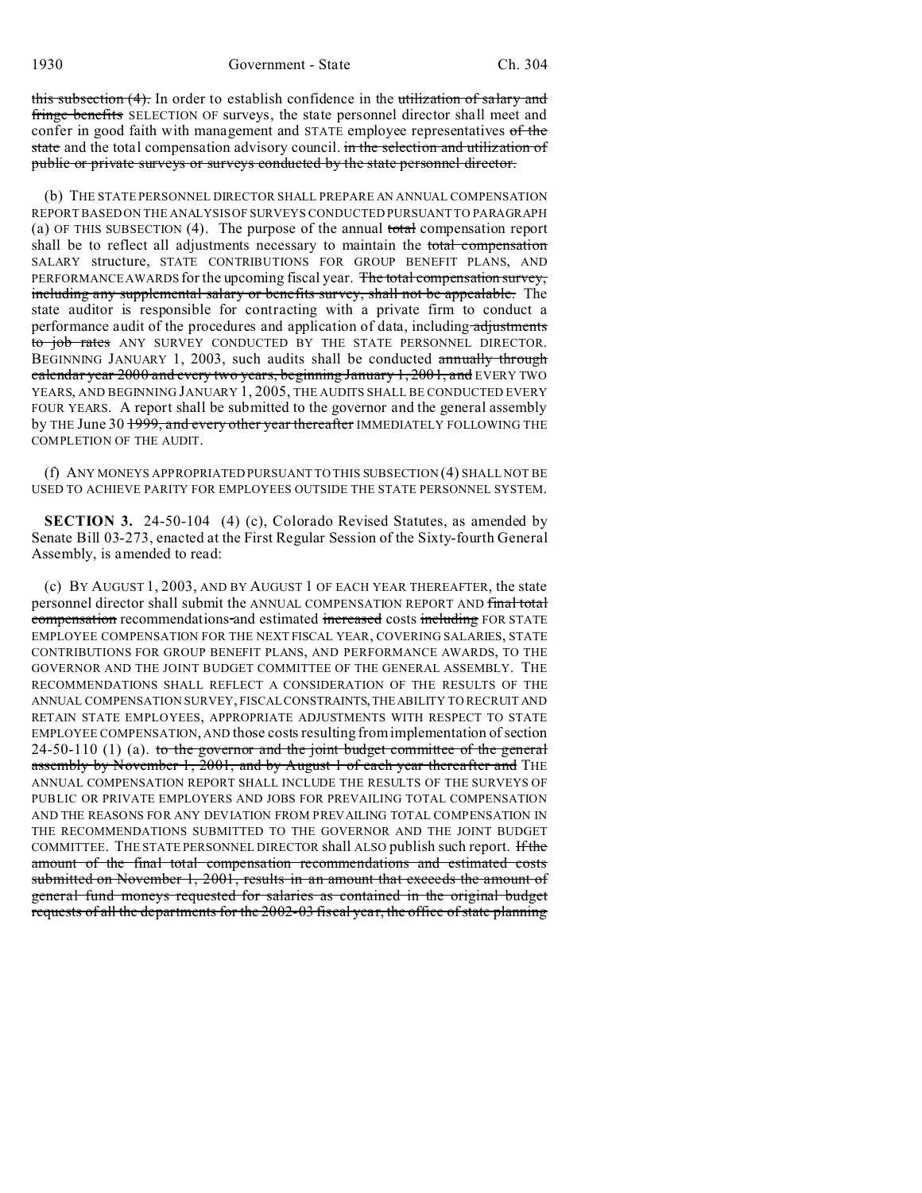this subsection (4). In order to establish confidence in the utilization of salary and fringe benefits SELECTION OF surveys, the state personnel director shall meet and confer in good faith with management and STATE employee representatives of the state and the total compensation advisory council. in the selection and utilization of public or private surveys or surveys conducted by the state personnel director.

(b) THE STATE PERSONNEL DIRECTOR SHALL PREPARE AN ANNUAL COMPENSATION REPORT BASED ON THE ANALYSIS OF SURVEYS CONDUCTED PURSUANT TO PARAGRAPH (a) OF THIS SUBSECTION (4). The purpose of the annual total compensation report shall be to reflect all adjustments necessary to maintain the total compensation SALARY structure, STATE CONTRIBUTIONS FOR GROUP BENEFIT PLANS, AND PERFORMANCE AWARDS for the upcoming fiscal year. The total compensation survey, including any supplemental salary or benefits survey, shall not be appealable. The state auditor is responsible for contracting with a private firm to conduct a performance audit of the procedures and application of data, including adjustments to job rates ANY SURVEY CONDUCTED BY THE STATE PERSONNEL DIRECTOR. BEGINNING JANUARY 1, 2003, such audits shall be conducted annually through calendar year 2000 and every two years, beginning January 1, 2001, and EVERY TWO YEARS, AND BEGINNING JANUARY 1, 2005, THE AUDITS SHALL BE CONDUCTED EVERY FOUR YEARS. A report shall be submitted to the governor and the general assembly by THE June 30 1999, and every other year thereafter IMMEDIATELY FOLLOWING THE COMPLETION OF THE AUDIT.

(f) ANY MONEYS APPROPRIATED PURSUANT TO THIS SUBSECTION (4) SHALL NOT BE USED TO ACHIEVE PARITY FOR EMPLOYEES OUTSIDE THE STATE PERSONNEL SYSTEM.

**SECTION 3.** 24-50-104 (4) (c), Colorado Revised Statutes, as amended by Senate Bill 03-273, enacted at the First Regular Session of the Sixty-fourth General Assembly, is amended to read:

(c) BY AUGUST 1, 2003, AND BY AUGUST 1 OF EACH YEAR THEREAFTER, the state personnel director shall submit the ANNUAL COMPENSATION REPORT AND final total compensation recommendations and estimated increased costs including FOR STATE EMPLOYEE COMPENSATION FOR THE NEXT FISCAL YEAR, COVERING SALARIES, STATE CONTRIBUTIONS FOR GROUP BENEFIT PLANS, AND PERFORMANCE AWARDS, TO THE GOVERNOR AND THE JOINT BUDGET COMMITTEE OF THE GENERAL ASSEMBLY. THE RECOMMENDATIONS SHALL REFLECT A CONSIDERATION OF THE RESULTS OF THE ANNUAL COMPENSATION SURVEY, FISCAL CONSTRAINTS, THE ABILITY TO RECRUIT AND RETAIN STATE EMPLOYEES, APPROPRIATE ADJUSTMENTS WITH RESPECT TO STATE EMPLOYEE COMPENSATION, AND those costs resulting from implementation of section 24-50-110 (1) (a). to the governor and the joint budget committee of the general assembly by November 1, 2001, and by August 1 of each year thereafter and THE ANNUAL COMPENSATION REPORT SHALL INCLUDE THE RESULTS OF THE SURVEYS OF PUBLIC OR PRIVATE EMPLOYERS AND JOBS FOR PREVAILING TOTAL COMPENSATION AND THE REASONS FOR ANY DEVIATION FROM PREVAILING TOTAL COMPENSATION IN THE RECOMMENDATIONS SUBMITTED TO THE GOVERNOR AND THE JOINT BUDGET COMMITTEE. THE STATE PERSONNEL DIRECTOR shall ALSO publish such report. If the amount of the final total compensation recommendations and estimated costs submitted on November 1, 2001, results in an amount that exceeds the amount of general fund moneys requested for salaries as contained in the original budget requests of all the departments for the 2002-03 fiscal year, the office of state planning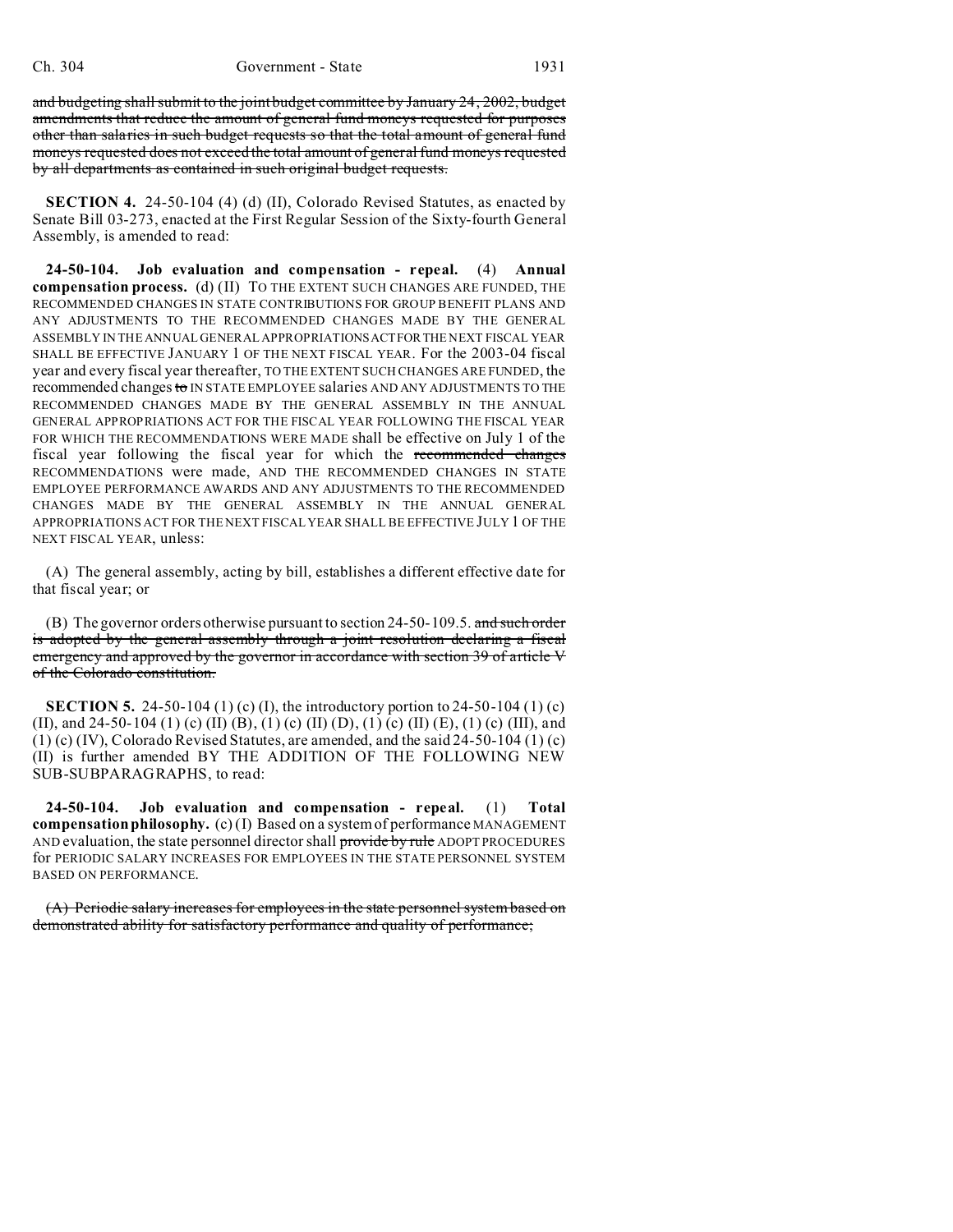~~and budgeting shall submit to the joint budget committee by January 24, 2002, budget amendments that reduce the amount of general fund moneys requested for purposes other than salaries in such budget requests so that the total amount of general fund moneys requested does not exceed the total amount of general fund moneys requested by all departments as contained in such original budget requests.~~

**SECTION 4.** 24-50-104 (4) (d) (II), Colorado Revised Statutes, as enacted by Senate Bill 03-273, enacted at the First Regular Session of the Sixty-fourth General Assembly, is amended to read:

**24-50-104. Job evaluation and compensation - repeal.** (4) **Annual compensation process.** (d) (II) TO THE EXTENT SUCH CHANGES ARE FUNDED, THE RECOMMENDED CHANGES IN STATE CONTRIBUTIONS FOR GROUP BENEFIT PLANS AND ANY ADJUSTMENTS TO THE RECOMMENDED CHANGES MADE BY THE GENERAL ASSEMBLY IN THE ANNUAL GENERAL APPROPRIATIONS ACT FOR THE NEXT FISCAL YEAR SHALL BE EFFECTIVE JANUARY 1 OF THE NEXT FISCAL YEAR. For the 2003-04 fiscal year and every fiscal year thereafter, TO THE EXTENT SUCH CHANGES ARE FUNDED, the recommended changes ~~to~~ IN STATE EMPLOYEE salaries AND ANY ADJUSTMENTS TO THE RECOMMENDED CHANGES MADE BY THE GENERAL ASSEMBLY IN THE ANNUAL GENERAL APPROPRIATIONS ACT FOR THE FISCAL YEAR FOLLOWING THE FISCAL YEAR FOR WHICH THE RECOMMENDATIONS WERE MADE shall be effective on July 1 of the fiscal year following the fiscal year for which the ~~recommended changes~~ RECOMMENDATIONS were made, AND THE RECOMMENDED CHANGES IN STATE EMPLOYEE PERFORMANCE AWARDS AND ANY ADJUSTMENTS TO THE RECOMMENDED CHANGES MADE BY THE GENERAL ASSEMBLY IN THE ANNUAL GENERAL APPROPRIATIONS ACT FOR THE NEXT FISCAL YEAR SHALL BE EFFECTIVE JULY 1 OF THE NEXT FISCAL YEAR, unless:

(A) The general assembly, acting by bill, establishes a different effective date for that fiscal year; or

(B) The governor orders otherwise pursuant to section 24-50-109.5. ~~and such order is adopted by the general assembly through a joint resolution declaring a fiscal emergency and approved by the governor in accordance with section 39 of article V of the Colorado constitution.~~

**SECTION 5.** 24-50-104 (1) (c) (I), the introductory portion to 24-50-104 (1) (c) (II), and 24-50-104 (1) (c) (II) (B), (1) (c) (II) (D), (1) (c) (II) (E), (1) (c) (III), and (1) (c) (IV), Colorado Revised Statutes, are amended, and the said 24-50-104 (1) (c) (II) is further amended BY THE ADDITION OF THE FOLLOWING NEW SUB-SUBPARAGRAPHS, to read:

**24-50-104. Job evaluation and compensation - repeal.** (1) **Total compensation philosophy.** (c) (I) Based on a system of performance MANAGEMENT AND evaluation, the state personnel director shall ~~provide by rule~~ ADOPT PROCEDURES for PERIODIC SALARY INCREASES FOR EMPLOYEES IN THE STATE PERSONNEL SYSTEM BASED ON PERFORMANCE.

~~(A) Periodic salary increases for employees in the state personnel system based on demonstrated ability for satisfactory performance and quality of performance;~~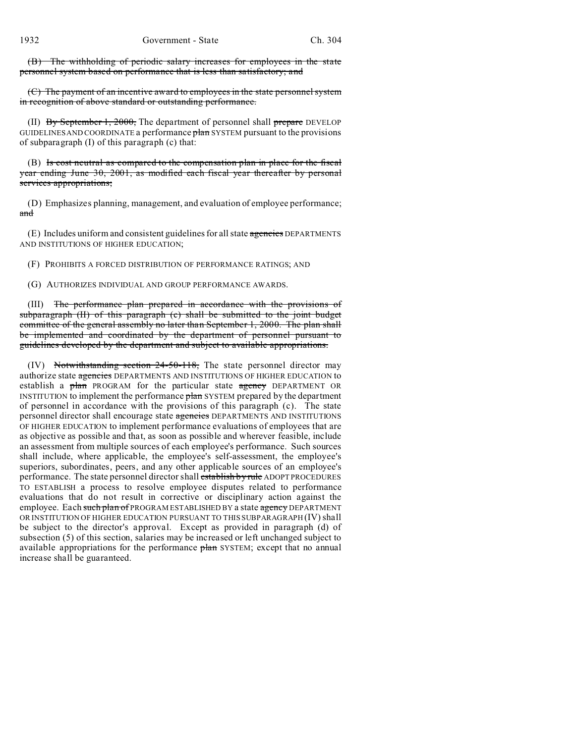~~(B) The withholding of periodic salary increases for employees in the state personnel system based on performance that is less than satisfactory; and~~

~~(C) The payment of an incentive award to employees in the state personnel system in recognition of above standard or outstanding performance.~~

(II) ~~By September 1, 2000,~~ The department of personnel shall ~~prepare~~ DEVELOP GUIDELINES AND COORDINATE a performance ~~plan~~ SYSTEM pursuant to the provisions of subparagraph (I) of this paragraph (c) that:

(B) ~~Is cost neutral as compared to the compensation plan in place for the fiscal year ending June 30, 2001, as modified each fiscal year thereafter by personal services appropriations;~~

(D) Emphasizes planning, management, and evaluation of employee performance; ~~and~~

(E) Includes uniform and consistent guidelines for all state ~~agencies~~ DEPARTMENTS AND INSTITUTIONS OF HIGHER EDUCATION;

(F) PROHIBITS A FORCED DISTRIBUTION OF PERFORMANCE RATINGS; AND

(G) AUTHORIZES INDIVIDUAL AND GROUP PERFORMANCE AWARDS.

(III) ~~The performance plan prepared in accordance with the provisions of subparagraph (II) of this paragraph (c) shall be submitted to the joint budget committee of the general assembly no later than September 1, 2000. The plan shall be implemented and coordinated by the department of personnel pursuant to guidelines developed by the department and subject to available appropriations.~~

(IV) ~~Notwithstanding section 24-50-118,~~ The state personnel director may authorize state ~~agencies~~ DEPARTMENTS AND INSTITUTIONS OF HIGHER EDUCATION to establish a ~~plan~~ PROGRAM for the particular state ~~agency~~ DEPARTMENT OR INSTITUTION to implement the performance ~~plan~~ SYSTEM prepared by the department of personnel in accordance with the provisions of this paragraph (c). The state personnel director shall encourage state ~~agencies~~ DEPARTMENTS AND INSTITUTIONS OF HIGHER EDUCATION to implement performance evaluations of employees that are as objective as possible and that, as soon as possible and wherever feasible, include an assessment from multiple sources of each employee's performance. Such sources shall include, where applicable, the employee's self-assessment, the employee's superiors, subordinates, peers, and any other applicable sources of an employee's performance. The state personnel director shall ~~establish by rule~~ ADOPT PROCEDURES TO ESTABLISH a process to resolve employee disputes related to performance evaluations that do not result in corrective or disciplinary action against the employee. Each ~~such plan of~~ PROGRAM ESTABLISHED BY a state ~~agency~~ DEPARTMENT OR INSTITUTION OF HIGHER EDUCATION PURSUANT TO THIS SUBPARAGRAPH (IV) shall be subject to the director's approval. Except as provided in paragraph (d) of subsection (5) of this section, salaries may be increased or left unchanged subject to available appropriations for the performance ~~plan~~ SYSTEM; except that no annual increase shall be guaranteed.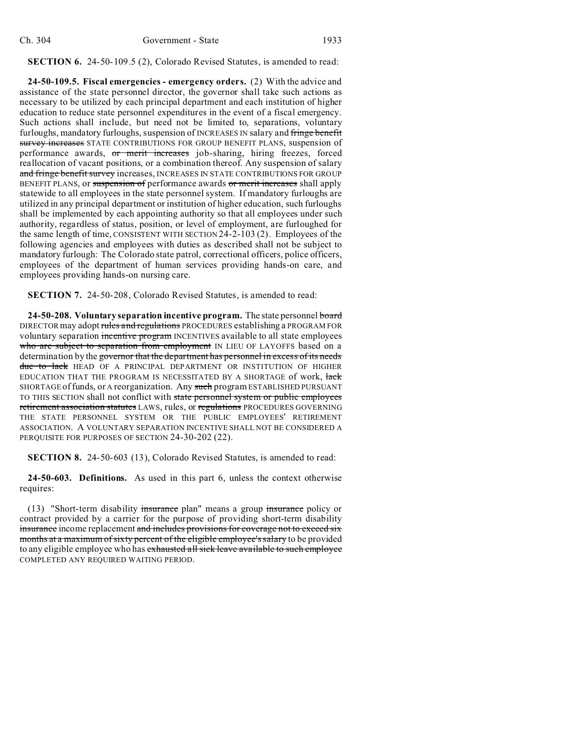**SECTION 6.** 24-50-109.5 (2), Colorado Revised Statutes, is amended to read:

**24-50-109.5. Fiscal emergencies - emergency orders.** (2) With the advice and assistance of the state personnel director, the governor shall take such actions as necessary to be utilized by each principal department and each institution of higher education to reduce state personnel expenditures in the event of a fiscal emergency. Such actions shall include, but need not be limited to, separations, voluntary furloughs, mandatory furloughs, suspension of INCREASES IN salary and ~~fringe benefit survey increases~~ STATE CONTRIBUTIONS FOR GROUP BENEFIT PLANS, suspension of performance awards, ~~or merit increases~~ job-sharing, hiring freezes, forced reallocation of vacant positions, or a combination thereof. Any suspension of salary ~~and fringe benefit survey~~ increases, INCREASES IN STATE CONTRIBUTIONS FOR GROUP BENEFIT PLANS, or ~~suspension of~~ performance awards ~~or merit increases~~ shall apply statewide to all employees in the state personnel system. If mandatory furloughs are utilized in any principal department or institution of higher education, such furloughs shall be implemented by each appointing authority so that all employees under such authority, regardless of status, position, or level of employment, are furloughed for the same length of time, CONSISTENT WITH SECTION 24-2-103 (2). Employees of the following agencies and employees with duties as described shall not be subject to mandatory furlough: The Colorado state patrol, correctional officers, police officers, employees of the department of human services providing hands-on care, and employees providing hands-on nursing care.

**SECTION 7.** 24-50-208, Colorado Revised Statutes, is amended to read:

**24-50-208. Voluntary separation incentive program.** The state personnel ~~board~~ DIRECTOR may adopt ~~rules and regulations~~ PROCEDURES establishing a PROGRAM FOR voluntary separation ~~incentive program~~ INCENTIVES available to all state employees ~~who are subject to separation from employment~~ IN LIEU OF LAYOFFS based on a determination by the ~~governor that the department has personnel in excess of its needs due to lack~~ HEAD OF A PRINCIPAL DEPARTMENT OR INSTITUTION OF HIGHER EDUCATION THAT THE PROGRAM IS NECESSITATED BY A SHORTAGE of work, ~~lack~~ SHORTAGE of funds, or A reorganization. Any ~~such~~ program ESTABLISHED PURSUANT TO THIS SECTION shall not conflict with ~~state personnel system or public employees retirement association statutes~~ LAWS, rules, or ~~regulations~~ PROCEDURES GOVERNING THE STATE PERSONNEL SYSTEM OR THE PUBLIC EMPLOYEES' RETIREMENT ASSOCIATION. A VOLUNTARY SEPARATION INCENTIVE SHALL NOT BE CONSIDERED A PERQUISITE FOR PURPOSES OF SECTION 24-30-202 (22).

**SECTION 8.** 24-50-603 (13), Colorado Revised Statutes, is amended to read:

**24-50-603. Definitions.** As used in this part 6, unless the context otherwise requires:

(13) "Short-term disability ~~insurance~~ plan" means a group ~~insurance~~ policy or contract provided by a carrier for the purpose of providing short-term disability ~~insurance~~ income replacement ~~and includes provisions for coverage not to exceed six months at a maximum of sixty percent of the eligible employee's salary~~ to be provided to any eligible employee who has ~~exhausted all sick leave available to such employee~~ COMPLETED ANY REQUIRED WAITING PERIOD.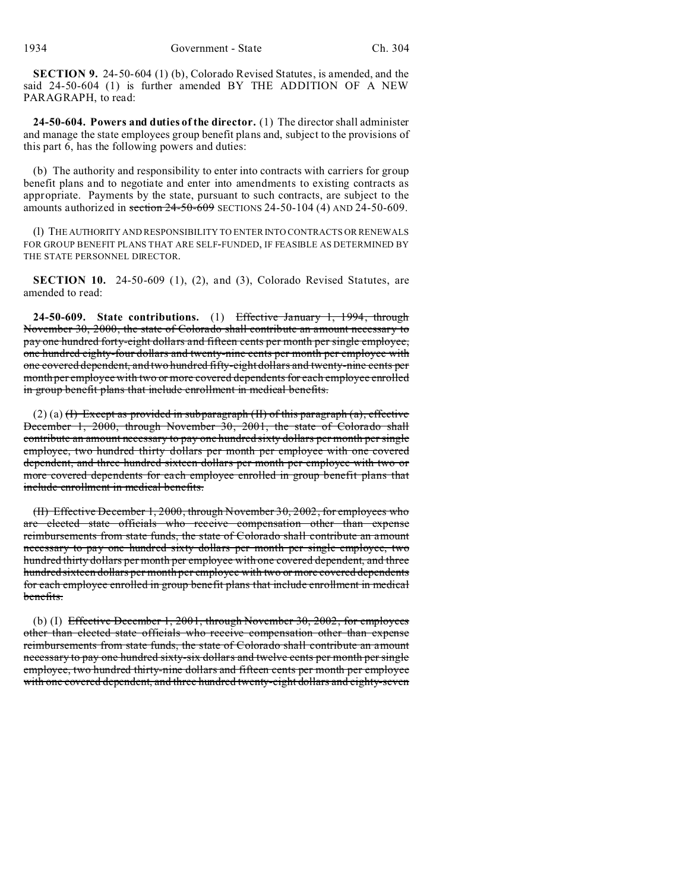**SECTION 9.** 24-50-604 (1) (b), Colorado Revised Statutes, is amended, and the said 24-50-604 (1) is further amended BY THE ADDITION OF A NEW PARAGRAPH, to read:

**24-50-604. Powers and duties of the director.** (1) The director shall administer and manage the state employees group benefit plans and, subject to the provisions of this part 6, has the following powers and duties:

(b) The authority and responsibility to enter into contracts with carriers for group benefit plans and to negotiate and enter into amendments to existing contracts as appropriate. Payments by the state, pursuant to such contracts, are subject to the amounts authorized in ~~section 24-50-609~~ SECTIONS 24-50-104 (4) AND 24-50-609.

(l) THE AUTHORITY AND RESPONSIBILITY TO ENTER INTO CONTRACTS OR RENEWALS FOR GROUP BENEFIT PLANS THAT ARE SELF-FUNDED, IF FEASIBLE AS DETERMINED BY THE STATE PERSONNEL DIRECTOR.

**SECTION 10.** 24-50-609 (1), (2), and (3), Colorado Revised Statutes, are amended to read:

**24-50-609. State contributions.** (1) ~~Effective January 1, 1994, through November 30, 2000, the state of Colorado shall contribute an amount necessary to pay one hundred forty-eight dollars and fifteen cents per month per single employee, one hundred eighty-four dollars and twenty-nine cents per month per employee with one covered dependent, and two hundred fifty-eight dollars and twenty-nine cents per month per employee with two or more covered dependents for each employee enrolled in group benefit plans that include enrollment in medical benefits.~~

(2) (a) ~~(I) Except as provided in subparagraph (II) of this paragraph (a), effective December 1, 2000, through November 30, 2001, the state of Colorado shall contribute an amount necessary to pay one hundred sixty dollars per month per single employee, two hundred thirty dollars per month per employee with one covered dependent, and three hundred sixteen dollars per month per employee with two or more covered dependents for each employee enrolled in group benefit plans that include enrollment in medical benefits.~~

~~(II) Effective December 1, 2000, through November 30, 2002, for employees who are elected state officials who receive compensation other than expense reimbursements from state funds, the state of Colorado shall contribute an amount necessary to pay one hundred sixty dollars per month per single employee, two hundred thirty dollars per month per employee with one covered dependent, and three hundred sixteen dollars per month per employee with two or more covered dependents for each employee enrolled in group benefit plans that include enrollment in medical benefits.~~

(b) (I) ~~Effective December 1, 2001, through November 30, 2002, for employees other than elected state officials who receive compensation other than expense reimbursements from state funds, the state of Colorado shall contribute an amount necessary to pay one hundred sixty-six dollars and twelve cents per month per single employee, two hundred thirty-nine dollars and fifteen cents per month per employee with one covered dependent, and three hundred twenty-eight dollars and eighty-seven~~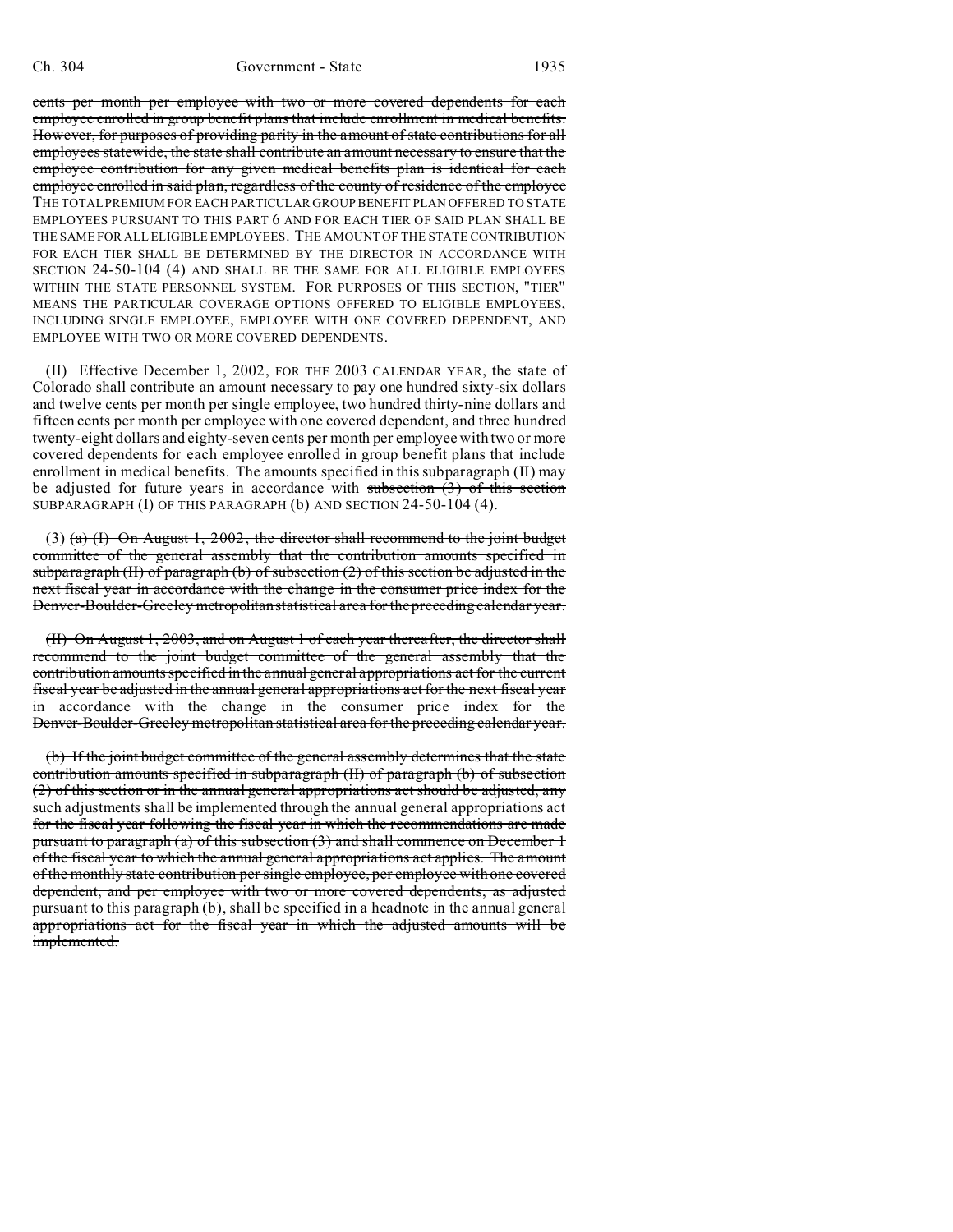cents per month per employee with two or more covered dependents for each employee enrolled in group benefit plans that include enrollment in medical benefits. However, for purposes of providing parity in the amount of state contributions for all employees statewide, the state shall contribute an amount necessary to ensure that the employee contribution for any given medical benefits plan is identical for each employee enrolled in said plan, regardless of the county of residence of the employee THE TOTAL PREMIUM FOR EACH PARTICULAR GROUP BENEFIT PLAN OFFERED TO STATE EMPLOYEES PURSUANT TO THIS PART 6 AND FOR EACH TIER OF SAID PLAN SHALL BE THE SAME FOR ALL ELIGIBLE EMPLOYEES. THE AMOUNT OF THE STATE CONTRIBUTION FOR EACH TIER SHALL BE DETERMINED BY THE DIRECTOR IN ACCORDANCE WITH SECTION 24-50-104 (4) AND SHALL BE THE SAME FOR ALL ELIGIBLE EMPLOYEES WITHIN THE STATE PERSONNEL SYSTEM. FOR PURPOSES OF THIS SECTION, "TIER" MEANS THE PARTICULAR COVERAGE OPTIONS OFFERED TO ELIGIBLE EMPLOYEES, INCLUDING SINGLE EMPLOYEE, EMPLOYEE WITH ONE COVERED DEPENDENT, AND EMPLOYEE WITH TWO OR MORE COVERED DEPENDENTS.

(II) Effective December 1, 2002, FOR THE 2003 CALENDAR YEAR, the state of Colorado shall contribute an amount necessary to pay one hundred sixty-six dollars and twelve cents per month per single employee, two hundred thirty-nine dollars and fifteen cents per month per employee with one covered dependent, and three hundred twenty-eight dollars and eighty-seven cents per month per employee with two or more covered dependents for each employee enrolled in group benefit plans that include enrollment in medical benefits. The amounts specified in this subparagraph (II) may be adjusted for future years in accordance with subsection (3) of this section SUBPARAGRAPH (I) OF THIS PARAGRAPH (b) AND SECTION 24-50-104 (4).

(3) (a) (I) On August 1, 2002, the director shall recommend to the joint budget committee of the general assembly that the contribution amounts specified in subparagraph (II) of paragraph (b) of subsection (2) of this section be adjusted in the next fiscal year in accordance with the change in the consumer price index for the Denver-Boulder-Greeley metropolitan statistical area for the preceding calendar year.

(II) On August 1, 2003, and on August 1 of each year thereafter, the director shall recommend to the joint budget committee of the general assembly that the contribution amounts specified in the annual general appropriations act for the current fiscal year be adjusted in the annual general appropriations act for the next fiscal year in accordance with the change in the consumer price index for the Denver-Boulder-Greeley metropolitan statistical area for the preceding calendar year.

(b) If the joint budget committee of the general assembly determines that the state contribution amounts specified in subparagraph (II) of paragraph (b) of subsection (2) of this section or in the annual general appropriations act should be adjusted, any such adjustments shall be implemented through the annual general appropriations act for the fiscal year following the fiscal year in which the recommendations are made pursuant to paragraph (a) of this subsection (3) and shall commence on December 1 of the fiscal year to which the annual general appropriations act applies. The amount of the monthly state contribution per single employee, per employee with one covered dependent, and per employee with two or more covered dependents, as adjusted pursuant to this paragraph (b), shall be specified in a headnote in the annual general appropriations act for the fiscal year in which the adjusted amounts will be implemented.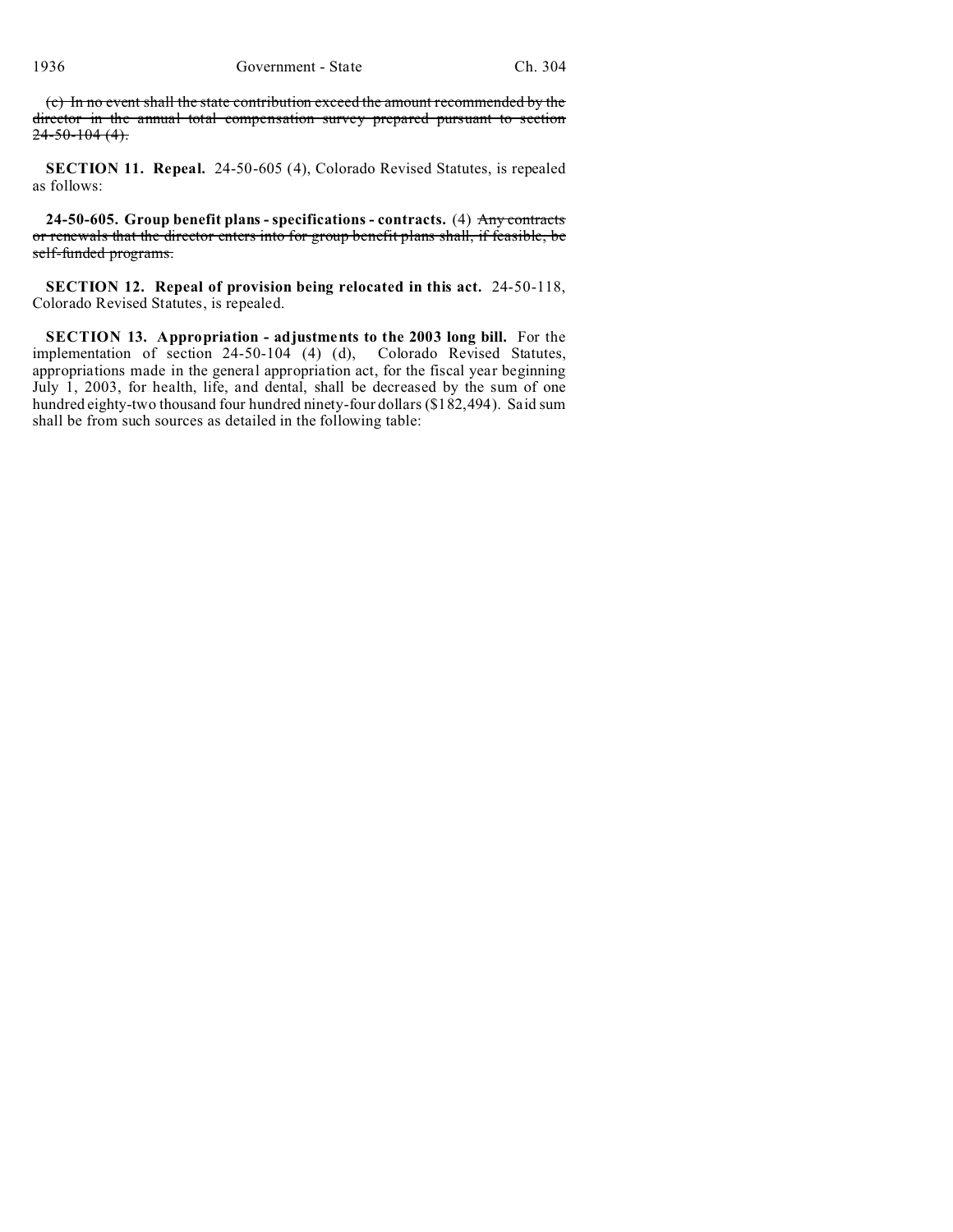(c) ~~In no event shall the state contribution exceed the amount recommended by the director in the annual total compensation survey prepared pursuant to section 24-50-104 (4).~~

**SECTION 11. Repeal.** 24-50-605 (4), Colorado Revised Statutes, is repealed as follows:

**24-50-605. Group benefit plans - specifications - contracts.** (4) ~~Any contracts or renewals that the director enters into for group benefit plans shall, if feasible, be self-funded programs.~~

**SECTION 12. Repeal of provision being relocated in this act.** 24-50-118, Colorado Revised Statutes, is repealed.

**SECTION 13. Appropriation - adjustments to the 2003 long bill.** For the implementation of section 24-50-104 (4) (d), Colorado Revised Statutes, appropriations made in the general appropriation act, for the fiscal year beginning July 1, 2003, for health, life, and dental, shall be decreased by the sum of one hundred eighty-two thousand four hundred ninety-four dollars ($182,494). Said sum shall be from such sources as detailed in the following table: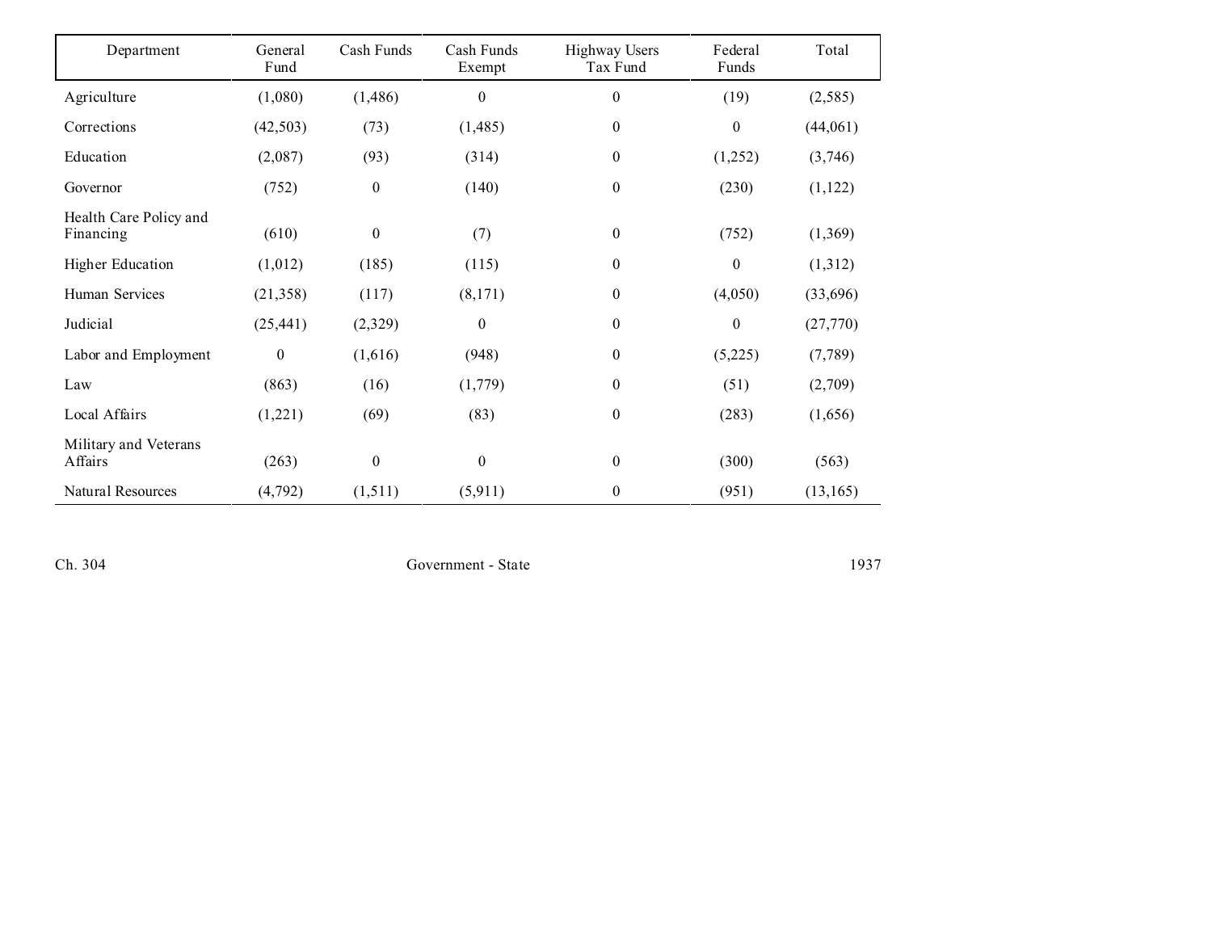| Department | General Fund | Cash Funds | Cash Funds Exempt | Highway Users Tax Fund | Federal Funds | Total |
|---|---|---|---|---|---|---|
| Agriculture | (1,080) | (1,486) | 0 | 0 | (19) | (2,585) |
| Corrections | (42,503) | (73) | (1,485) | 0 | 0 | (44,061) |
| Education | (2,087) | (93) | (314) | 0 | (1,252) | (3,746) |
| Governor | (752) | 0 | (140) | 0 | (230) | (1,122) |
| Health Care Policy and Financing | (610) | 0 | (7) | 0 | (752) | (1,369) |
| Higher Education | (1,012) | (185) | (115) | 0 | 0 | (1,312) |
| Human Services | (21,358) | (117) | (8,171) | 0 | (4,050) | (33,696) |
| Judicial | (25,441) | (2,329) | 0 | 0 | 0 | (27,770) |
| Labor and Employment | 0 | (1,616) | (948) | 0 | (5,225) | (7,789) |
| Law | (863) | (16) | (1,779) | 0 | (51) | (2,709) |
| Local Affairs | (1,221) | (69) | (83) | 0 | (283) | (1,656) |
| Military and Veterans Affairs | (263) | 0 | 0 | 0 | (300) | (563) |
| Natural Resources | (4,792) | (1,511) | (5,911) | 0 | (951) | (13,165) |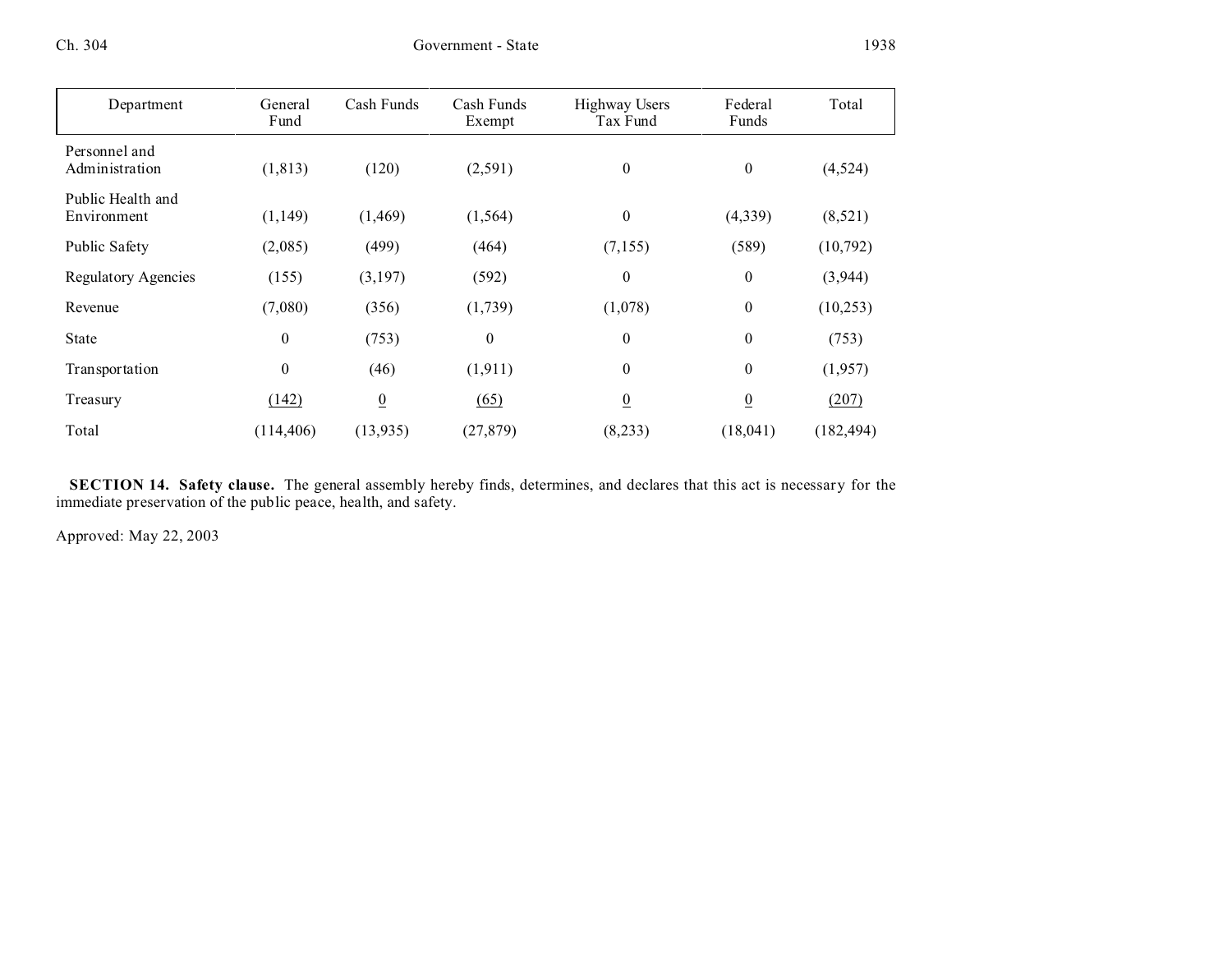| Department | General Fund | Cash Funds | Cash Funds Exempt | Highway Users Tax Fund | Federal Funds | Total |
|---|---|---|---|---|---|---|
| Personnel and Administration | (1,813) | (120) | (2,591) | 0 | 0 | (4,524) |
| Public Health and Environment | (1,149) | (1,469) | (1,564) | 0 | (4,339) | (8,521) |
| Public Safety | (2,085) | (499) | (464) | (7,155) | (589) | (10,792) |
| Regulatory Agencies | (155) | (3,197) | (592) | 0 | 0 | (3,944) |
| Revenue | (7,080) | (356) | (1,739) | (1,078) | 0 | (10,253) |
| State | 0 | (753) | 0 | 0 | 0 | (753) |
| Transportation | 0 | (46) | (1,911) | 0 | 0 | (1,957) |
| Treasury | (142) | 0 | (65) | 0 | 0 | (207) |
| Total | (114,406) | (13,935) | (27,879) | (8,233) | (18,041) | (182,494) |

**SECTION 14. Safety clause.** The general assembly hereby finds, determines, and declares that this act is necessary for the immediate preservation of the public peace, health, and safety.

Approved: May 22, 2003